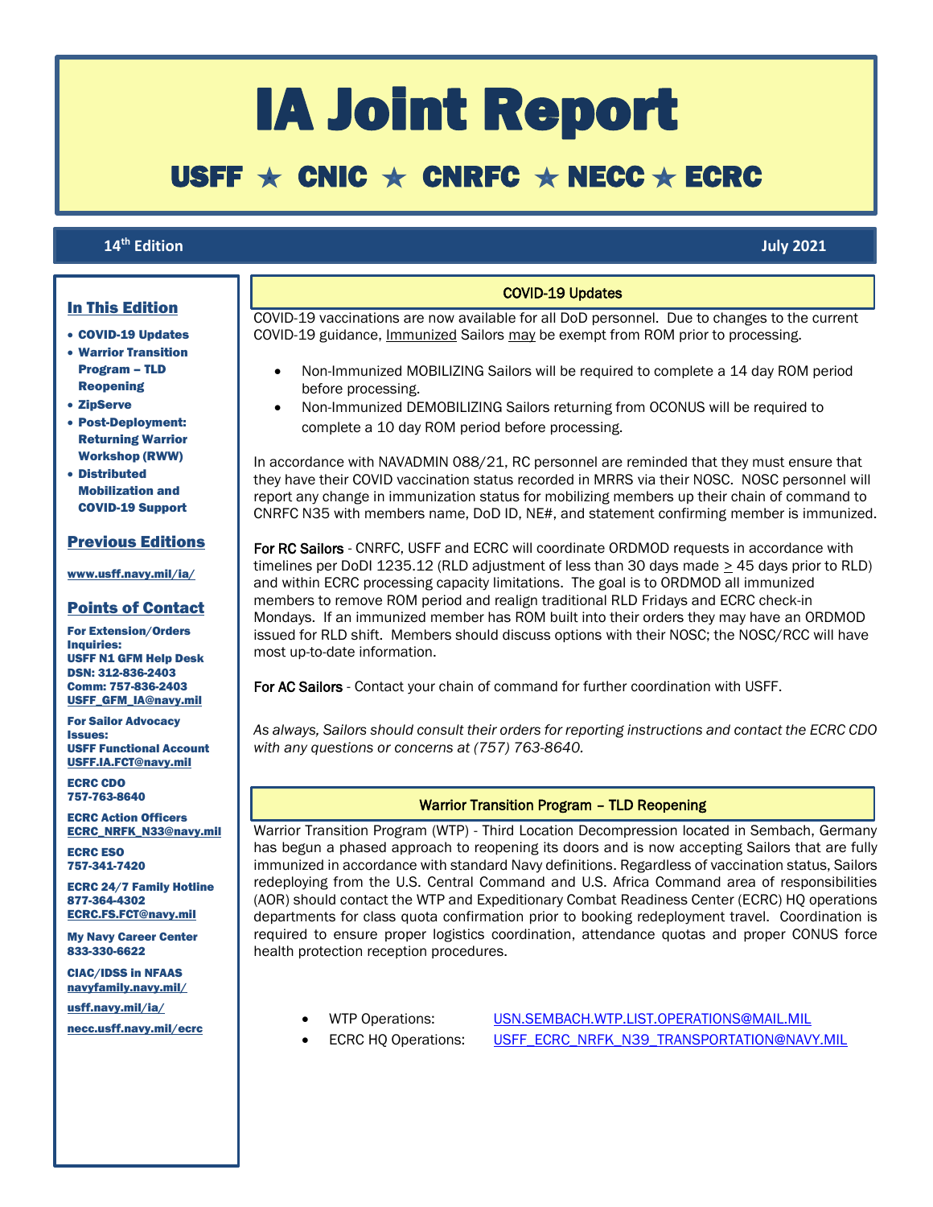# IA Joint Report

## USFF ★ CNIC ★ CNRFC ★ NECC ★ ECRC

**14th Edition** **July 2021**

### In This Edition

- **COVID-19 Updates**
- **Warrior Transition Program – TLD Reopening**
- **ZipServe**
- **Post-Deployment: Returning Warrior Workshop (RWW)**
- **Distributed Mobilization and COVID-19 Support**

### Previous Editions

**www.usff.navy.mil/ia/**

### Points of Contact

**For Extension/Orders Inquiries:**
**USFF N1 GFM Help Desk**
**DSN: 312-836-2403**
**Comm: 757-836-2403**
**USFF_GFM_IA@navy.mil**

**For Sailor Advocacy Issues:**
**USFF Functional Account**
**USFF.IA.FCT@navy.mil**

**ECRC CDO**
**757-763-8640**

**ECRC Action Officers**
**ECRC_NRFK_N33@navy.mil**

**ECRC ESO**
**757-341-7420**

**ECRC 24/7 Family Hotline**
**877-364-4302**
**ECRC.FS.FCT@navy.mil**

**My Navy Career Center**
**833-330-6622**

**CIAC/IDSS in NFAAS**
**navyfamily.navy.mil/**

**usff.navy.mil/ia/**

**necc.usff.navy.mil/ecrc**

### COVID-19 Updates

COVID-19 vaccinations are now available for all DoD personnel. Due to changes to the current COVID-19 guidance, Immunized Sailors may be exempt from ROM prior to processing.

- Non-Immunized MOBILIZING Sailors will be required to complete a 14 day ROM period before processing.
- Non-Immunized DEMOBILIZING Sailors returning from OCONUS will be required to complete a 10 day ROM period before processing.

In accordance with NAVADMIN 088/21, RC personnel are reminded that they must ensure that they have their COVID vaccination status recorded in MRRS via their NOSC. NOSC personnel will report any change in immunization status for mobilizing members up their chain of command to CNRFC N35 with members name, DoD ID, NE#, and statement confirming member is immunized.

For RC Sailors - CNRFC, USFF and ECRC will coordinate ORDMOD requests in accordance with timelines per DoDI 1235.12 (RLD adjustment of less than 30 days made ≥ 45 days prior to RLD) and within ECRC processing capacity limitations. The goal is to ORDMOD all immunized members to remove ROM period and realign traditional RLD Fridays and ECRC check-in Mondays. If an immunized member has ROM built into their orders they may have an ORDMOD issued for RLD shift. Members should discuss options with their NOSC; the NOSC/RCC will have most up-to-date information.

For AC Sailors - Contact your chain of command for further coordination with USFF.

*As always, Sailors should consult their orders for reporting instructions and contact the ECRC CDO with any questions or concerns at (757) 763-8640.*

### Warrior Transition Program – TLD Reopening

Warrior Transition Program (WTP) - Third Location Decompression located in Sembach, Germany has begun a phased approach to reopening its doors and is now accepting Sailors that are fully immunized in accordance with standard Navy definitions. Regardless of vaccination status, Sailors redeploying from the U.S. Central Command and U.S. Africa Command area of responsibilities (AOR) should contact the WTP and Expeditionary Combat Readiness Center (ECRC) HQ operations departments for class quota confirmation prior to booking redeployment travel. Coordination is required to ensure proper logistics coordination, attendance quotas and proper CONUS force health protection reception procedures.

- WTP Operations: USN.SEMBACH.WTP.LIST.OPERATIONS@MAIL.MIL
- ECRC HQ Operations: USFF_ECRC_NRFK_N39_TRANSPORTATION@NAVY.MIL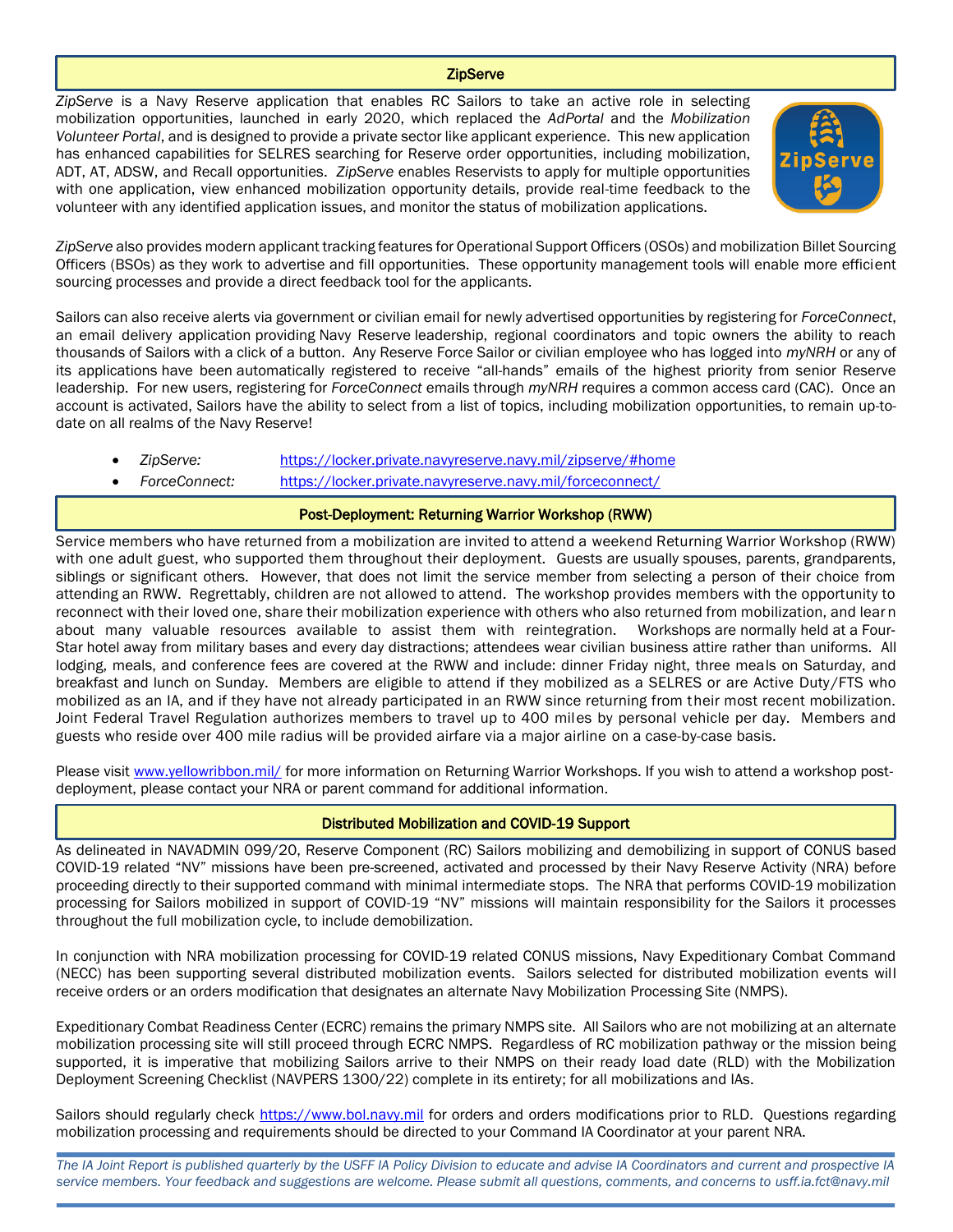## ZipServe

*ZipServe* is a Navy Reserve application that enables RC Sailors to take an active role in selecting mobilization opportunities, launched in early 2020, which replaced the *AdPortal* and the *Mobilization Volunteer Portal*, and is designed to provide a private sector like applicant experience. This new application has enhanced capabilities for SELRES searching for Reserve order opportunities, including mobilization, ADT, AT, ADSW, and Recall opportunities. *ZipServe* enables Reservists to apply for multiple opportunities with one application, view enhanced mobilization opportunity details, provide real-time feedback to the volunteer with any identified application issues, and monitor the status of mobilization applications.

*ZipServe* also provides modern applicant tracking features for Operational Support Officers (OSOs) and mobilization Billet Sourcing Officers (BSOs) as they work to advertise and fill opportunities. These opportunity management tools will enable more efficient sourcing processes and provide a direct feedback tool for the applicants.

Sailors can also receive alerts via government or civilian email for newly advertised opportunities by registering for *ForceConnect*, an email delivery application providing Navy Reserve leadership, regional coordinators and topic owners the ability to reach thousands of Sailors with a click of a button. Any Reserve Force Sailor or civilian employee who has logged into *myNRH* or any of its applications have been automatically registered to receive "all-hands" emails of the highest priority from senior Reserve leadership. For new users, registering for *ForceConnect* emails through *myNRH* requires a common access card (CAC). Once an account is activated, Sailors have the ability to select from a list of topics, including mobilization opportunities, to remain up-to-date on all realms of the Navy Reserve!

- *ZipServe:* https://locker.private.navyreserve.navy.mil/zipserve/#home
- *ForceConnect:* https://locker.private.navyreserve.navy.mil/forceconnect/

## Post-Deployment: Returning Warrior Workshop (RWW)

Service members who have returned from a mobilization are invited to attend a weekend Returning Warrior Workshop (RWW) with one adult guest, who supported them throughout their deployment. Guests are usually spouses, parents, grandparents, siblings or significant others. However, that does not limit the service member from selecting a person of their choice from attending an RWW. Regrettably, children are not allowed to attend. The workshop provides members with the opportunity to reconnect with their loved one, share their mobilization experience with others who also returned from mobilization, and learn about many valuable resources available to assist them with reintegration. Workshops are normally held at a Four-Star hotel away from military bases and every day distractions; attendees wear civilian business attire rather than uniforms. All lodging, meals, and conference fees are covered at the RWW and include: dinner Friday night, three meals on Saturday, and breakfast and lunch on Sunday. Members are eligible to attend if they mobilized as a SELRES or are Active Duty/FTS who mobilized as an IA, and if they have not already participated in an RWW since returning from their most recent mobilization. Joint Federal Travel Regulation authorizes members to travel up to 400 miles by personal vehicle per day. Members and guests who reside over 400 mile radius will be provided airfare via a major airline on a case-by-case basis.

Please visit www.yellowribbon.mil/ for more information on Returning Warrior Workshops. If you wish to attend a workshop post-deployment, please contact your NRA or parent command for additional information.

## Distributed Mobilization and COVID-19 Support

As delineated in NAVADMIN 099/20, Reserve Component (RC) Sailors mobilizing and demobilizing in support of CONUS based COVID-19 related "NV" missions have been pre-screened, activated and processed by their Navy Reserve Activity (NRA) before proceeding directly to their supported command with minimal intermediate stops. The NRA that performs COVID-19 mobilization processing for Sailors mobilized in support of COVID-19 "NV" missions will maintain responsibility for the Sailors it processes throughout the full mobilization cycle, to include demobilization.

In conjunction with NRA mobilization processing for COVID-19 related CONUS missions, Navy Expeditionary Combat Command (NECC) has been supporting several distributed mobilization events. Sailors selected for distributed mobilization events will receive orders or an orders modification that designates an alternate Navy Mobilization Processing Site (NMPS).

Expeditionary Combat Readiness Center (ECRC) remains the primary NMPS site. All Sailors who are not mobilizing at an alternate mobilization processing site will still proceed through ECRC NMPS. Regardless of RC mobilization pathway or the mission being supported, it is imperative that mobilizing Sailors arrive to their NMPS on their ready load date (RLD) with the Mobilization Deployment Screening Checklist (NAVPERS 1300/22) complete in its entirety; for all mobilizations and IAs.

Sailors should regularly check https://www.bol.navy.mil for orders and orders modifications prior to RLD. Questions regarding mobilization processing and requirements should be directed to your Command IA Coordinator at your parent NRA.

*The IA Joint Report is published quarterly by the USFF IA Policy Division to educate and advise IA Coordinators and current and prospective IA service members. Your feedback and suggestions are welcome. Please submit all questions, comments, and concerns to usff.ia.fct@navy.mil*